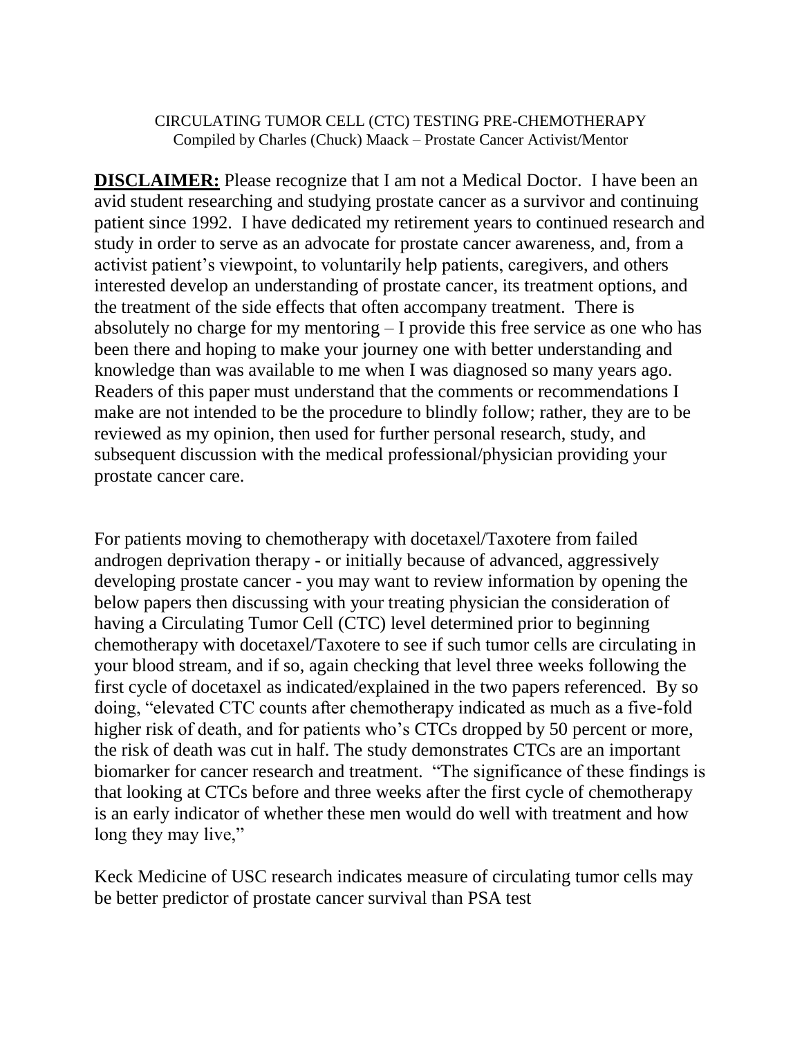CIRCULATING TUMOR CELL (CTC) TESTING PRE-CHEMOTHERAPY
Compiled by Charles (Chuck) Maack – Prostate Cancer Activist/Mentor

**DISCLAIMER:** Please recognize that I am not a Medical Doctor. I have been an avid student researching and studying prostate cancer as a survivor and continuing patient since 1992. I have dedicated my retirement years to continued research and study in order to serve as an advocate for prostate cancer awareness, and, from a activist patient's viewpoint, to voluntarily help patients, caregivers, and others interested develop an understanding of prostate cancer, its treatment options, and the treatment of the side effects that often accompany treatment. There is absolutely no charge for my mentoring – I provide this free service as one who has been there and hoping to make your journey one with better understanding and knowledge than was available to me when I was diagnosed so many years ago. Readers of this paper must understand that the comments or recommendations I make are not intended to be the procedure to blindly follow; rather, they are to be reviewed as my opinion, then used for further personal research, study, and subsequent discussion with the medical professional/physician providing your prostate cancer care.

For patients moving to chemotherapy with docetaxel/Taxotere from failed androgen deprivation therapy - or initially because of advanced, aggressively developing prostate cancer - you may want to review information by opening the below papers then discussing with your treating physician the consideration of having a Circulating Tumor Cell (CTC) level determined prior to beginning chemotherapy with docetaxel/Taxotere to see if such tumor cells are circulating in your blood stream, and if so, again checking that level three weeks following the first cycle of docetaxel as indicated/explained in the two papers referenced. By so doing, "elevated CTC counts after chemotherapy indicated as much as a five-fold higher risk of death, and for patients who's CTCs dropped by 50 percent or more, the risk of death was cut in half. The study demonstrates CTCs are an important biomarker for cancer research and treatment. "The significance of these findings is that looking at CTCs before and three weeks after the first cycle of chemotherapy is an early indicator of whether these men would do well with treatment and how long they may live,"

Keck Medicine of USC research indicates measure of circulating tumor cells may be better predictor of prostate cancer survival than PSA test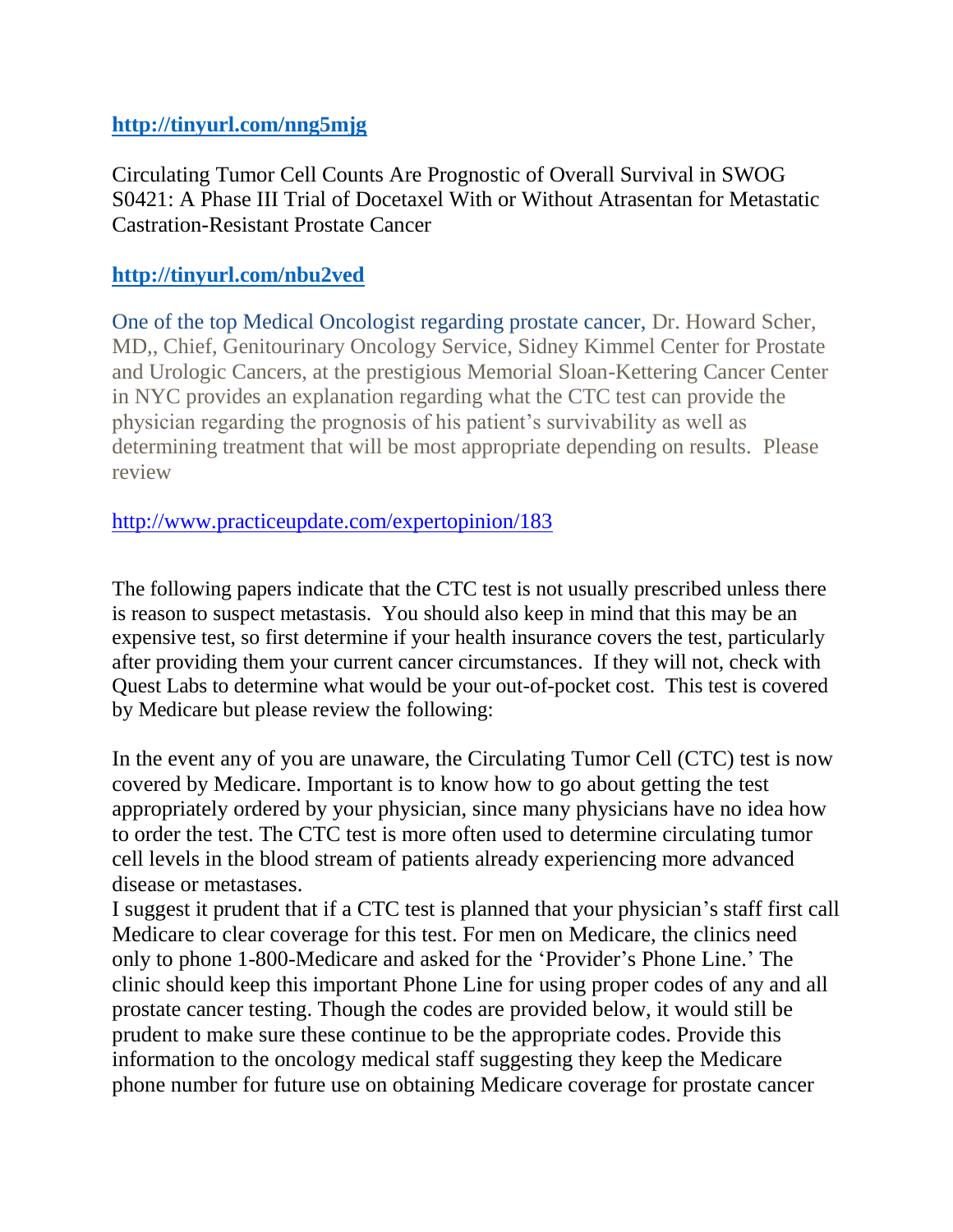**http://tinyurl.com/nng5mjg**

Circulating Tumor Cell Counts Are Prognostic of Overall Survival in SWOG S0421: A Phase III Trial of Docetaxel With or Without Atrasentan for Metastatic Castration-Resistant Prostate Cancer

**http://tinyurl.com/nbu2ved**

One of the top Medical Oncologist regarding prostate cancer, Dr. Howard Scher, MD,, Chief, Genitourinary Oncology Service, Sidney Kimmel Center for Prostate and Urologic Cancers, at the prestigious Memorial Sloan-Kettering Cancer Center in NYC provides an explanation regarding what the CTC test can provide the physician regarding the prognosis of his patient's survivability as well as determining treatment that will be most appropriate depending on results. Please review

http://www.practiceupdate.com/expertopinion/183

The following papers indicate that the CTC test is not usually prescribed unless there is reason to suspect metastasis. You should also keep in mind that this may be an expensive test, so first determine if your health insurance covers the test, particularly after providing them your current cancer circumstances. If they will not, check with Quest Labs to determine what would be your out-of-pocket cost. This test is covered by Medicare but please review the following:

In the event any of you are unaware, the Circulating Tumor Cell (CTC) test is now covered by Medicare. Important is to know how to go about getting the test appropriately ordered by your physician, since many physicians have no idea how to order the test. The CTC test is more often used to determine circulating tumor cell levels in the blood stream of patients already experiencing more advanced disease or metastases.
I suggest it prudent that if a CTC test is planned that your physician's staff first call Medicare to clear coverage for this test. For men on Medicare, the clinics need only to phone 1-800-Medicare and asked for the 'Provider's Phone Line.' The clinic should keep this important Phone Line for using proper codes of any and all prostate cancer testing. Though the codes are provided below, it would still be prudent to make sure these continue to be the appropriate codes. Provide this information to the oncology medical staff suggesting they keep the Medicare phone number for future use on obtaining Medicare coverage for prostate cancer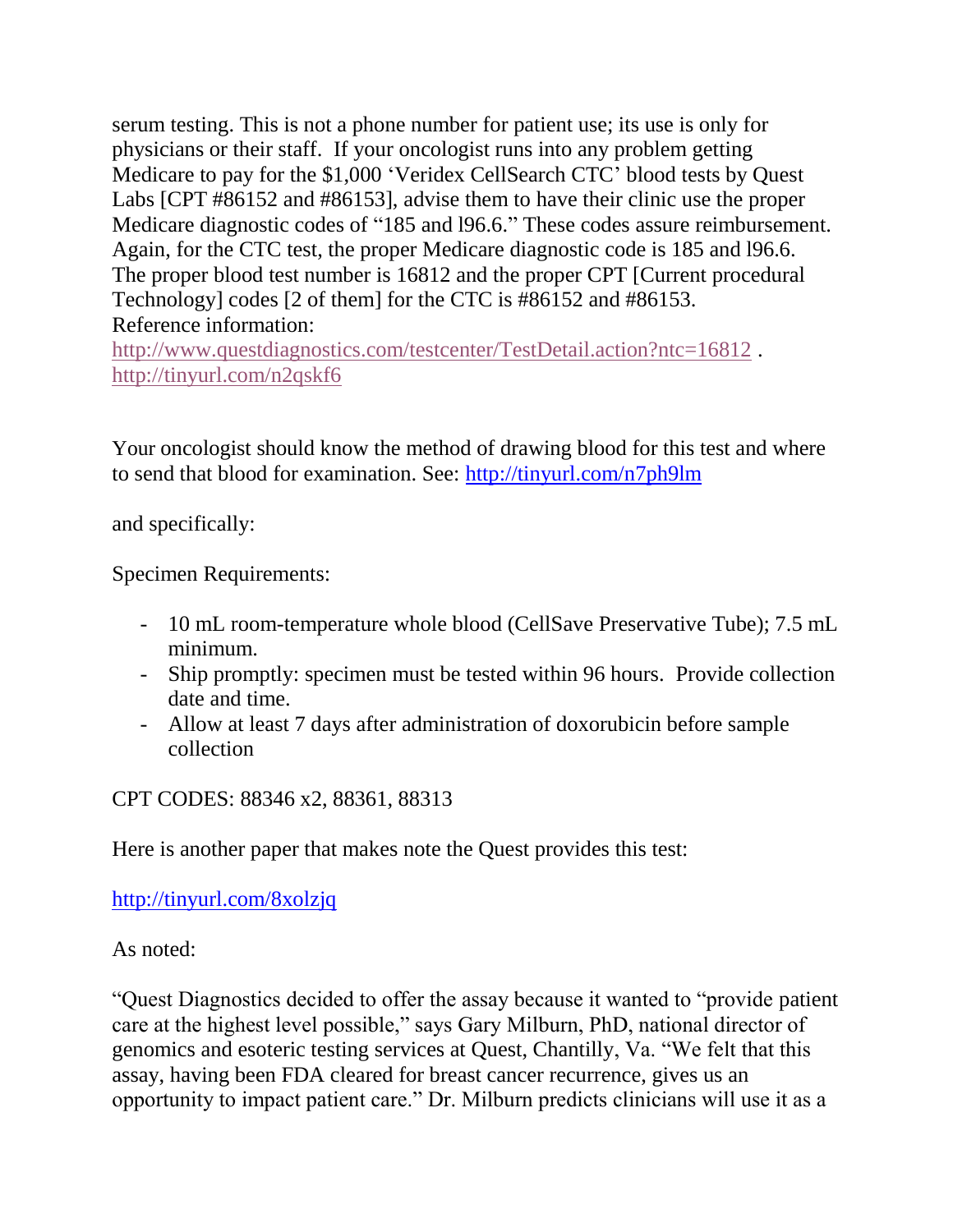serum testing. This is not a phone number for patient use; its use is only for physicians or their staff. If your oncologist runs into any problem getting Medicare to pay for the $1,000 'Veridex CellSearch CTC' blood tests by Quest Labs [CPT #86152 and #86153], advise them to have their clinic use the proper Medicare diagnostic codes of "185 and l96.6." These codes assure reimbursement. Again, for the CTC test, the proper Medicare diagnostic code is 185 and l96.6. The proper blood test number is 16812 and the proper CPT [Current procedural Technology] codes [2 of them] for the CTC is #86152 and #86153.
Reference information:
http://www.questdiagnostics.com/testcenter/TestDetail.action?ntc=16812 .
http://tinyurl.com/n2qskf6

Your oncologist should know the method of drawing blood for this test and where to send that blood for examination. See: http://tinyurl.com/n7ph9lm

and specifically:

Specimen Requirements:

- 10 mL room-temperature whole blood (CellSave Preservative Tube); 7.5 mL minimum.
- Ship promptly: specimen must be tested within 96 hours. Provide collection date and time.
- Allow at least 7 days after administration of doxorubicin before sample collection

CPT CODES: 88346 x2, 88361, 88313

Here is another paper that makes note the Quest provides this test:

http://tinyurl.com/8xolzjq

As noted:

"Quest Diagnostics decided to offer the assay because it wanted to "provide patient care at the highest level possible," says Gary Milburn, PhD, national director of genomics and esoteric testing services at Quest, Chantilly, Va. "We felt that this assay, having been FDA cleared for breast cancer recurrence, gives us an opportunity to impact patient care." Dr. Milburn predicts clinicians will use it as a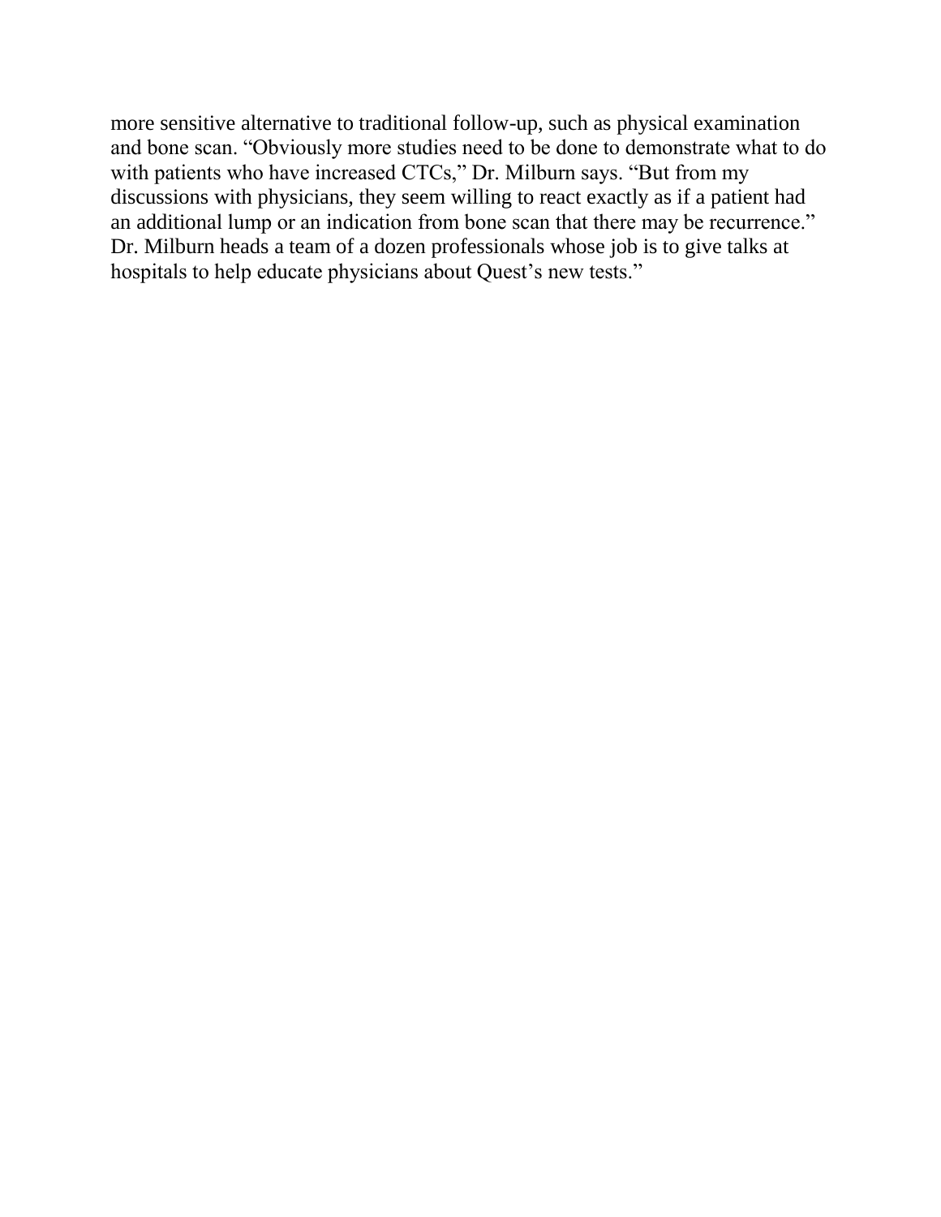more sensitive alternative to traditional follow-up, such as physical examination and bone scan. "Obviously more studies need to be done to demonstrate what to do with patients who have increased CTCs," Dr. Milburn says. "But from my discussions with physicians, they seem willing to react exactly as if a patient had an additional lump or an indication from bone scan that there may be recurrence." Dr. Milburn heads a team of a dozen professionals whose job is to give talks at hospitals to help educate physicians about Quest's new tests."